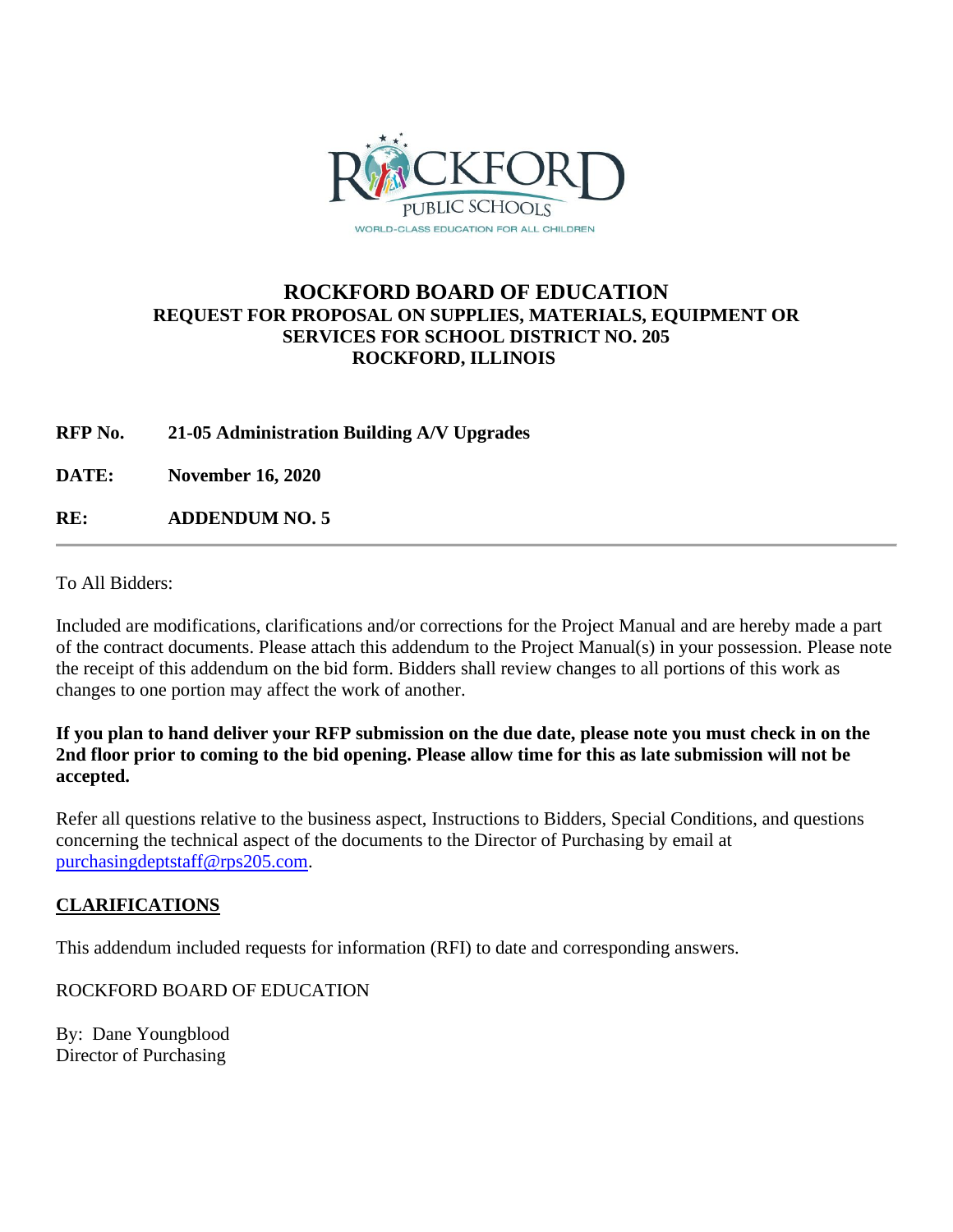ROCKFORD PUBLIC SCHOOLS

WORLD-CLASS EDUCATION FOR ALL CHILDREN

# ROCKFORD BOARD OF EDUCATION

## REQUEST FOR PROPOSAL ON SUPPLIES, MATERIALS, EQUIPMENT OR SERVICES FOR SCHOOL DISTRICT NO. 205 ROCKFORD, ILLINOIS

**RFP No.** **21-05 Administration Building A/V Upgrades**

**DATE:** **November 16, 2020**

**RE:** **ADDENDUM NO. 5**

---

To All Bidders:

Included are modifications, clarifications and/or corrections for the Project Manual and are hereby made a part of the contract documents. Please attach this addendum to the Project Manual(s) in your possession. Please note the receipt of this addendum on the bid form. Bidders shall review changes to all portions of this work as changes to one portion may affect the work of another.

**If you plan to hand deliver your RFP submission on the due date, please note you must check in on the 2nd floor prior to coming to the bid opening. Please allow time for this as late submission will not be accepted.**

Refer all questions relative to the business aspect, Instructions to Bidders, Special Conditions, and questions concerning the technical aspect of the documents to the Director of Purchasing by email at purchasingdeptstaff@rps205.com.

**CLARIFICATIONS**

This addendum included requests for information (RFI) to date and corresponding answers.

ROCKFORD BOARD OF EDUCATION

By: Dane Youngblood
Director of Purchasing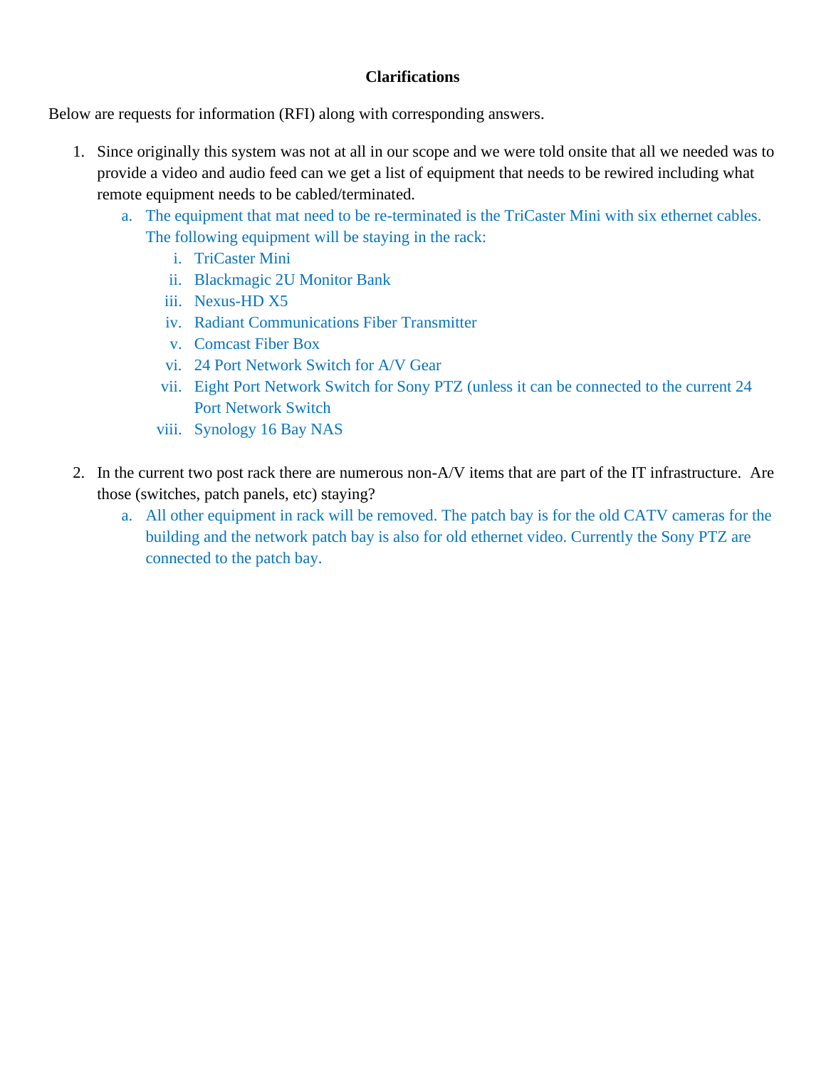**Clarifications**

Below are requests for information (RFI) along with corresponding answers.

1. Since originally this system was not at all in our scope and we were told onsite that all we needed was to provide a video and audio feed can we get a list of equipment that needs to be rewired including what remote equipment needs to be cabled/terminated.
    a. The equipment that mat need to be re-terminated is the TriCaster Mini with six ethernet cables. The following equipment will be staying in the rack:
        i. TriCaster Mini
        ii. Blackmagic 2U Monitor Bank
        iii. Nexus-HD X5
        iv. Radiant Communications Fiber Transmitter
        v. Comcast Fiber Box
        vi. 24 Port Network Switch for A/V Gear
        vii. Eight Port Network Switch for Sony PTZ (unless it can be connected to the current 24 Port Network Switch
        viii. Synology 16 Bay NAS

2. In the current two post rack there are numerous non-A/V items that are part of the IT infrastructure. Are those (switches, patch panels, etc) staying?
    a. All other equipment in rack will be removed. The patch bay is for the old CATV cameras for the building and the network patch bay is also for old ethernet video. Currently the Sony PTZ are connected to the patch bay.